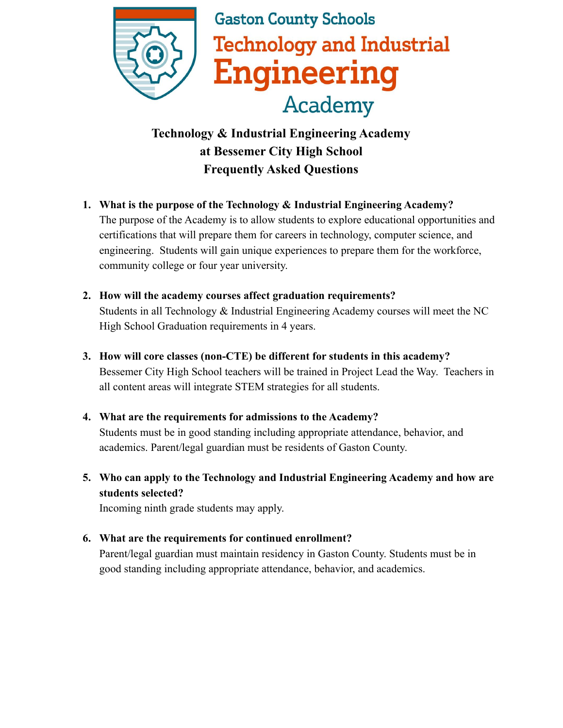Gaston County Schools
Technology and Industrial
Engineering
Academy

# Technology & Industrial Engineering Academy at Bessemer City High School Frequently Asked Questions

1. **What is the purpose of the Technology & Industrial Engineering Academy?**
   The purpose of the Academy is to allow students to explore educational opportunities and certifications that will prepare them for careers in technology, computer science, and engineering. Students will gain unique experiences to prepare them for the workforce, community college or four year university.

2. **How will the academy courses affect graduation requirements?**
   Students in all Technology & Industrial Engineering Academy courses will meet the NC High School Graduation requirements in 4 years.

3. **How will core classes (non-CTE) be different for students in this academy?**
   Bessemer City High School teachers will be trained in Project Lead the Way. Teachers in all content areas will integrate STEM strategies for all students.

4. **What are the requirements for admissions to the Academy?**
   Students must be in good standing including appropriate attendance, behavior, and academics. Parent/legal guardian must be residents of Gaston County.

5. **Who can apply to the Technology and Industrial Engineering Academy and how are students selected?**
   Incoming ninth grade students may apply.

6. **What are the requirements for continued enrollment?**
   Parent/legal guardian must maintain residency in Gaston County. Students must be in good standing including appropriate attendance, behavior, and academics.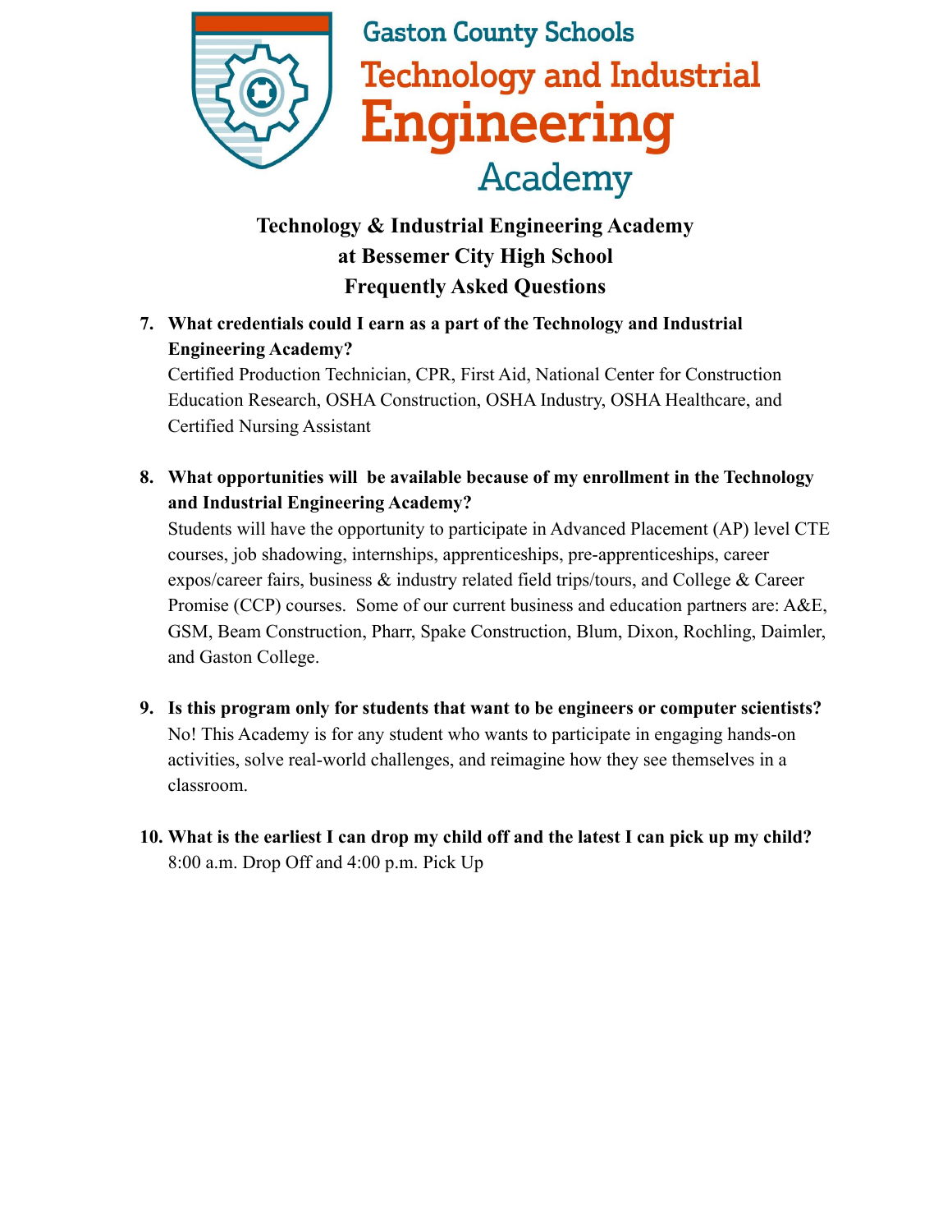Gaston County Schools

Technology and Industrial Engineering Academy

# Technology & Industrial Engineering Academy at Bessemer City High School Frequently Asked Questions

7. **What credentials could I earn as a part of the Technology and Industrial Engineering Academy?**
   Certified Production Technician, CPR, First Aid, National Center for Construction Education Research, OSHA Construction, OSHA Industry, OSHA Healthcare, and Certified Nursing Assistant

8. **What opportunities will be available because of my enrollment in the Technology and Industrial Engineering Academy?**
   Students will have the opportunity to participate in Advanced Placement (AP) level CTE courses, job shadowing, internships, apprenticeships, pre-apprenticeships, career expos/career fairs, business & industry related field trips/tours, and College & Career Promise (CCP) courses. Some of our current business and education partners are: A&E, GSM, Beam Construction, Pharr, Spake Construction, Blum, Dixon, Rochling, Daimler, and Gaston College.

9. **Is this program only for students that want to be engineers or computer scientists?**
   No! This Academy is for any student who wants to participate in engaging hands-on activities, solve real-world challenges, and reimagine how they see themselves in a classroom.

10. **What is the earliest I can drop my child off and the latest I can pick up my child?**
    8:00 a.m. Drop Off and 4:00 p.m. Pick Up